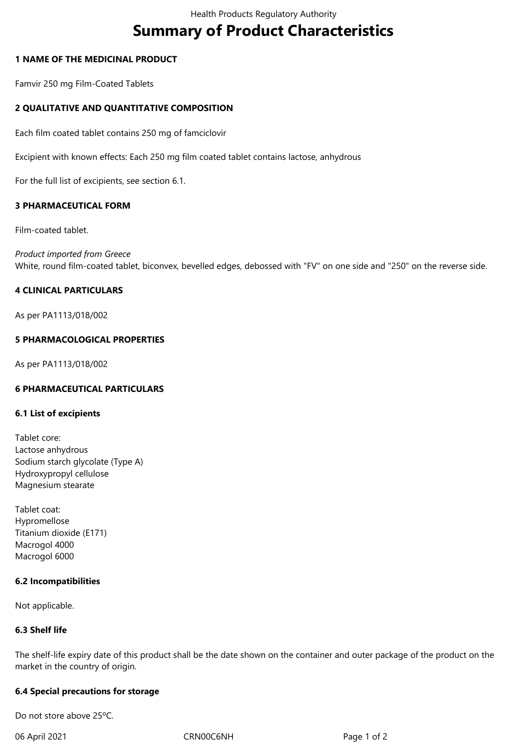Health Products Regulatory Authority

# Summary of Product Characteristics

## 1 NAME OF THE MEDICINAL PRODUCT

Famvir 250 mg Film-Coated Tablets

## 2 QUALITATIVE AND QUANTITATIVE COMPOSITION

Each film coated tablet contains 250 mg of famciclovir

Excipient with known effects: Each 250 mg film coated tablet contains lactose, anhydrous

For the full list of excipients, see section 6.1.

## 3 PHARMACEUTICAL FORM

Film-coated tablet.

*Product imported from Greece*
White, round film-coated tablet, biconvex, bevelled edges, debossed with "FV" on one side and "250" on the reverse side.

## 4 CLINICAL PARTICULARS

As per PA1113/018/002

## 5 PHARMACOLOGICAL PROPERTIES

As per PA1113/018/002

## 6 PHARMACEUTICAL PARTICULARS

### 6.1 List of excipients

Tablet core:
Lactose anhydrous
Sodium starch glycolate (Type A)
Hydroxypropyl cellulose
Magnesium stearate

Tablet coat:
Hypromellose
Titanium dioxide (E171)
Macrogol 4000
Macrogol 6000

### 6.2 Incompatibilities

Not applicable.

### 6.3 Shelf life

The shelf-life expiry date of this product shall be the date shown on the container and outer package of the product on the market in the country of origin.

### 6.4 Special precautions for storage

Do not store above 25ºC.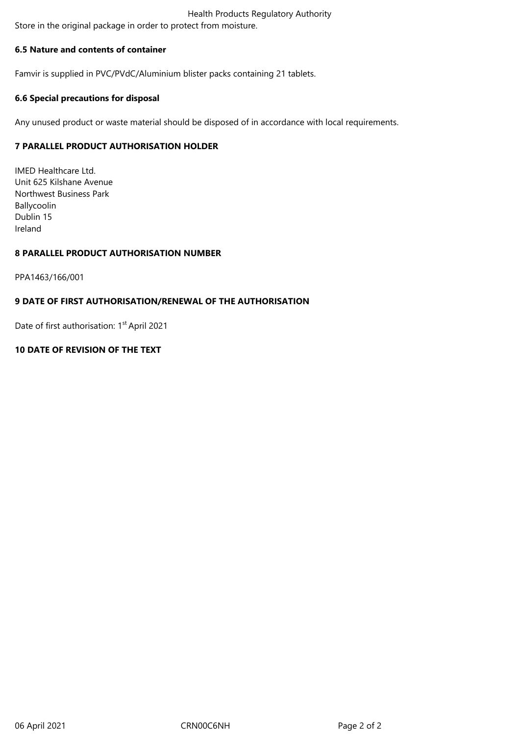Store in the original package in order to protect from moisture.

## 6.5 Nature and contents of container

Famvir is supplied in PVC/PVdC/Aluminium blister packs containing 21 tablets.

## 6.6 Special precautions for disposal

Any unused product or waste material should be disposed of in accordance with local requirements.

# 7 PARALLEL PRODUCT AUTHORISATION HOLDER

IMED Healthcare Ltd.
Unit 625 Kilshane Avenue
Northwest Business Park
Ballycoolin
Dublin 15
Ireland

# 8 PARALLEL PRODUCT AUTHORISATION NUMBER

PPA1463/166/001

# 9 DATE OF FIRST AUTHORISATION/RENEWAL OF THE AUTHORISATION

Date of first authorisation: 1st April 2021

# 10 DATE OF REVISION OF THE TEXT